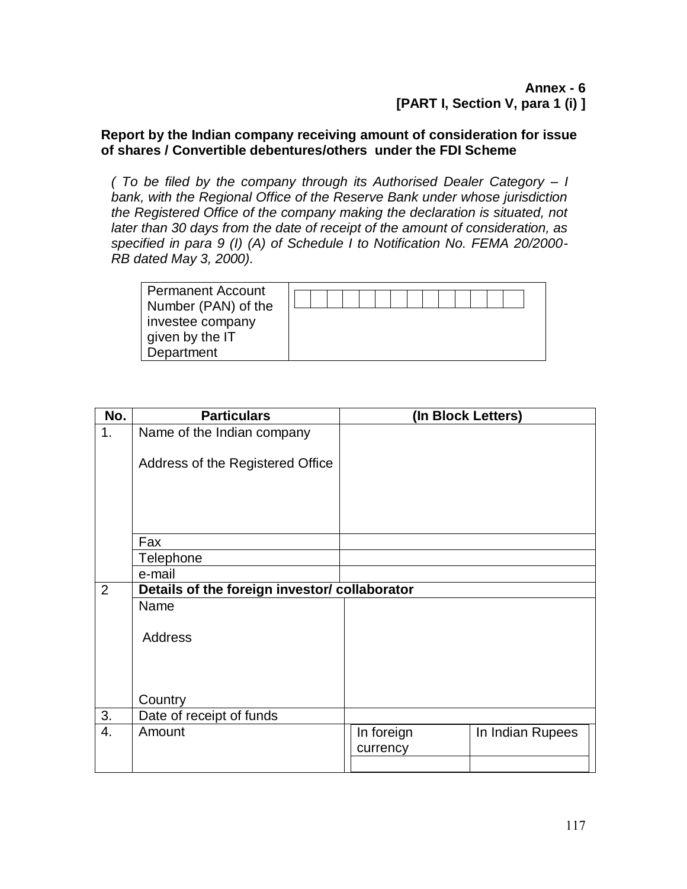**Annex - 6**
**[PART I, Section V, para 1 (i) ]**

**Report by the Indian company receiving amount of consideration for issue of shares / Convertible debentures/others under the FDI Scheme**

*( To be filed by the company through its Authorised Dealer Category – I bank, with the Regional Office of the Reserve Bank under whose jurisdiction the Registered Office of the company making the declaration is situated, not later than 30 days from the date of receipt of the amount of consideration, as specified in para 9 (I) (A) of Schedule I to Notification No. FEMA 20/2000-RB dated May 3, 2000).*

| Permanent Account Number (PAN) of the investee company given by the IT Department | | | | | | | | | | | | | | | |
|---|---|---|---|---|---|---|---|---|---|---|---|---|---|---|---|

| No. | Particulars | (In Block Letters) | |
|---|---|---|---|
| 1. | Name of the Indian company<br><br>Address of the Registered Office | | |
| | Fax | | |
| | Telephone | | |
| | e-mail | | |
| 2 | **Details of the foreign investor/ collaborator** | | |
| | Name<br><br>Address<br><br>Country | | |
| 3. | Date of receipt of funds | | |
| 4. | Amount | In foreign currency | In Indian Rupees |
| | | | |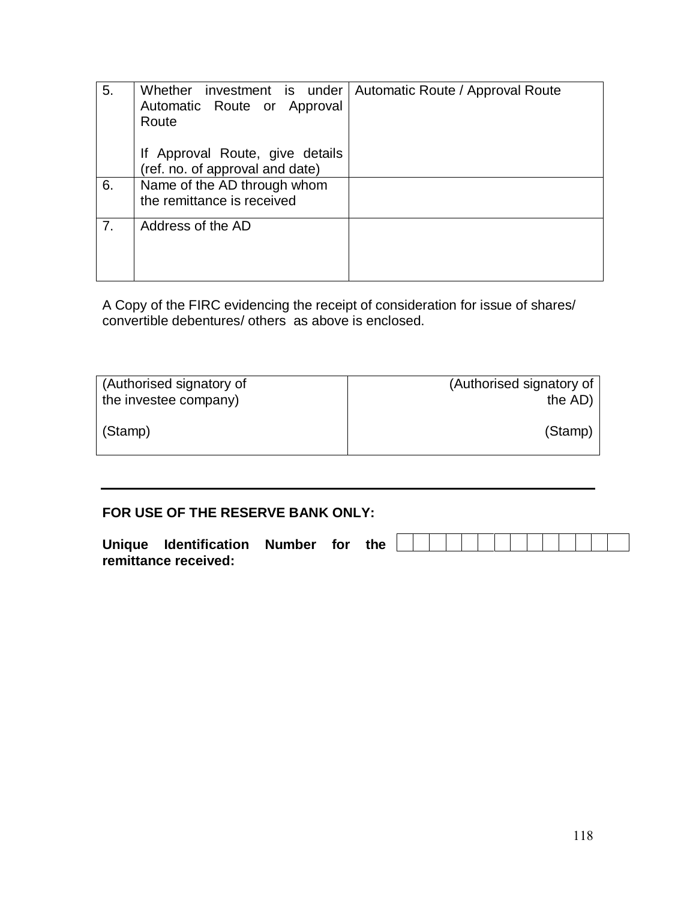| | | |
|---|---|---|
| 5. | Whether investment is under Automatic Route or Approval Route<br><br>If Approval Route, give details (ref. no. of approval and date) | Automatic Route / Approval Route |
| 6. | Name of the AD through whom the remittance is received | |
| 7. | Address of the AD | |

A Copy of the FIRC evidencing the receipt of consideration for issue of shares/ convertible debentures/ others as above is enclosed.

| | |
|---|---|
| (Authorised signatory of the investee company)<br><br>(Stamp) | (Authorised signatory of the AD)<br><br>(Stamp) |

---

**FOR USE OF THE RESERVE BANK ONLY:**

**Unique Identification Number for the remittance received:**

| | | | | | | | | | | | | | |
|---|---|---|---|---|---|---|---|---|---|---|---|---|---|
| | | | | | | | | | | | | | |